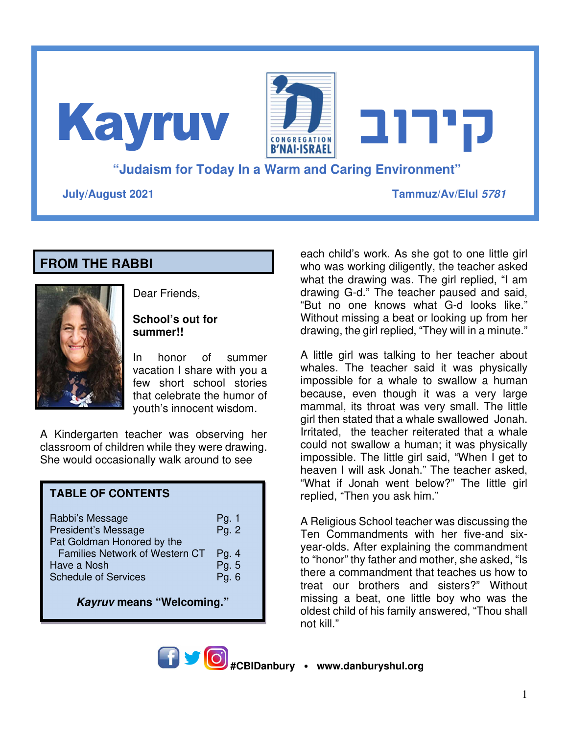# Kayruv קירוב

CONGREGATION B'NAI-ISRAEL

**"Judaism for Today In a Warm and Caring Environment"**

**July/August 2021** **Tammuz/Av/Elul *5781***

## FROM THE RABBI

Dear Friends,

**School's out for summer!!**

In honor of summer vacation I share with you a few short school stories that celebrate the humor of youth's innocent wisdom.

A Kindergarten teacher was observing her classroom of children while they were drawing. She would occasionally walk around to see each child's work. As she got to one little girl who was working diligently, the teacher asked what the drawing was. The girl replied, "I am drawing G-d." The teacher paused and said, "But no one knows what G-d looks like." Without missing a beat or looking up from her drawing, the girl replied, "They will in a minute."

A little girl was talking to her teacher about whales. The teacher said it was physically impossible for a whale to swallow a human because, even though it was a very large mammal, its throat was very small. The little girl then stated that a whale swallowed Jonah. Irritated, the teacher reiterated that a whale could not swallow a human; it was physically impossible. The little girl said, "When I get to heaven I will ask Jonah." The teacher asked, "What if Jonah went below?" The little girl replied, "Then you ask him."

A Religious School teacher was discussing the Ten Commandments with her five-and six-year-olds. After explaining the commandment to "honor" thy father and mother, she asked, "Is there a commandment that teaches us how to treat our brothers and sisters?" Without missing a beat, one little boy who was the oldest child of his family answered, "Thou shall not kill."

### TABLE OF CONTENTS

| | |
|---|---|
| Rabbi's Message | Pg. 1 |
| President's Message | Pg. 2 |
| Pat Goldman Honored by the Families Network of Western CT | Pg. 4 |
| Have a Nosh | Pg. 5 |
| Schedule of Services | Pg. 6 |

***Kayruv* means "Welcoming."**

**#CBIDanbury • www.danburyshul.org**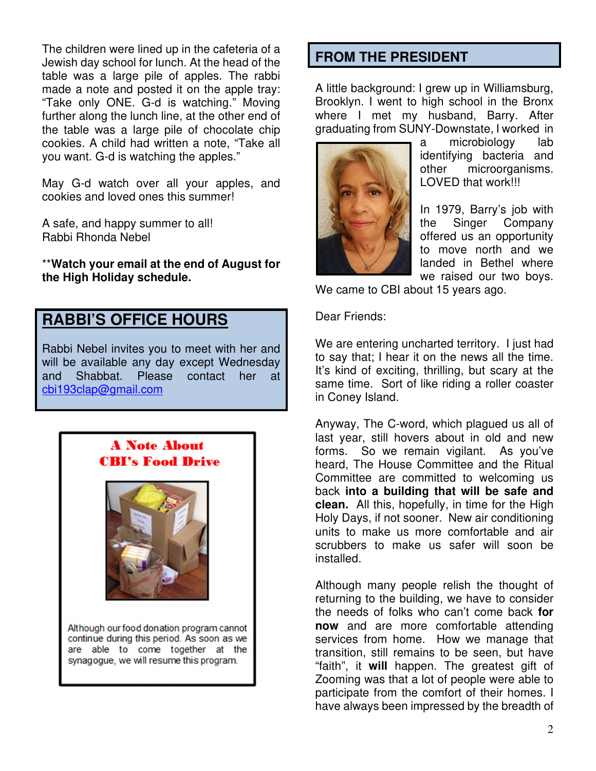The children were lined up in the cafeteria of a Jewish day school for lunch. At the head of the table was a large pile of apples. The rabbi made a note and posted it on the apple tray: "Take only ONE. G-d is watching." Moving further along the lunch line, at the other end of the table was a large pile of chocolate chip cookies. A child had written a note, "Take all you want. G-d is watching the apples."

May G-d watch over all your apples, and cookies and loved ones this summer!

A safe, and happy summer to all!
Rabbi Rhonda Nebel

**\*\*Watch your email at the end of August for the High Holiday schedule.**

## RABBI'S OFFICE HOURS

Rabbi Nebel invites you to meet with her and will be available any day except Wednesday and Shabbat. Please contact her at cbi193clap@gmail.com

## A Note About CBI's Food Drive

Although our food donation program cannot continue during this period. As soon as we are able to come together at the synagogue, we will resume this program.

## FROM THE PRESIDENT

A little background: I grew up in Williamsburg, Brooklyn. I went to high school in the Bronx where I met my husband, Barry. After graduating from SUNY-Downstate, I worked in a microbiology lab identifying bacteria and other microorganisms. LOVED that work!!!

In 1979, Barry's job with the Singer Company offered us an opportunity to move north and we landed in Bethel where we raised our two boys. We came to CBI about 15 years ago.

Dear Friends:

We are entering uncharted territory. I just had to say that; I hear it on the news all the time. It's kind of exciting, thrilling, but scary at the same time. Sort of like riding a roller coaster in Coney Island.

Anyway, The C-word, which plagued us all of last year, still hovers about in old and new forms. So we remain vigilant. As you've heard, The House Committee and the Ritual Committee are committed to welcoming us back **into a building that will be safe and clean.** All this, hopefully, in time for the High Holy Days, if not sooner. New air conditioning units to make us more comfortable and air scrubbers to make us safer will soon be installed.

Although many people relish the thought of returning to the building, we have to consider the needs of folks who can't come back **for now** and are more comfortable attending services from home. How we manage that transition, still remains to be seen, but have "faith", it **will** happen. The greatest gift of Zooming was that a lot of people were able to participate from the comfort of their homes. I have always been impressed by the breadth of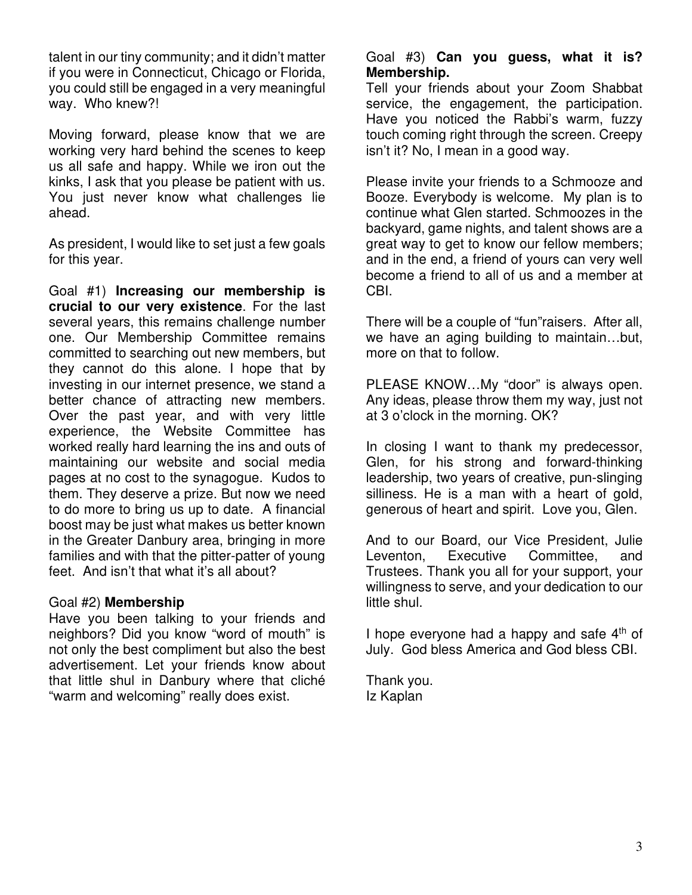talent in our tiny community; and it didn't matter if you were in Connecticut, Chicago or Florida, you could still be engaged in a very meaningful way. Who knew?!

Moving forward, please know that we are working very hard behind the scenes to keep us all safe and happy. While we iron out the kinks, I ask that you please be patient with us. You just never know what challenges lie ahead.

As president, I would like to set just a few goals for this year.

Goal #1) **Increasing our membership is crucial to our very existence**. For the last several years, this remains challenge number one. Our Membership Committee remains committed to searching out new members, but they cannot do this alone. I hope that by investing in our internet presence, we stand a better chance of attracting new members. Over the past year, and with very little experience, the Website Committee has worked really hard learning the ins and outs of maintaining our website and social media pages at no cost to the synagogue. Kudos to them. They deserve a prize. But now we need to do more to bring us up to date. A financial boost may be just what makes us better known in the Greater Danbury area, bringing in more families and with that the pitter-patter of young feet. And isn't that what it's all about?

Goal #2) **Membership**
Have you been talking to your friends and neighbors? Did you know "word of mouth" is not only the best compliment but also the best advertisement. Let your friends know about that little shul in Danbury where that cliché "warm and welcoming" really does exist.

Goal #3) **Can you guess, what it is? Membership.**
Tell your friends about your Zoom Shabbat service, the engagement, the participation. Have you noticed the Rabbi's warm, fuzzy touch coming right through the screen. Creepy isn't it? No, I mean in a good way.

Please invite your friends to a Schmooze and Booze. Everybody is welcome. My plan is to continue what Glen started. Schmoozes in the backyard, game nights, and talent shows are a great way to get to know our fellow members; and in the end, a friend of yours can very well become a friend to all of us and a member at CBI.

There will be a couple of "fun"raisers. After all, we have an aging building to maintain…but, more on that to follow.

PLEASE KNOW…My "door" is always open. Any ideas, please throw them my way, just not at 3 o'clock in the morning. OK?

In closing I want to thank my predecessor, Glen, for his strong and forward-thinking leadership, two years of creative, pun-slinging silliness. He is a man with a heart of gold, generous of heart and spirit. Love you, Glen.

And to our Board, our Vice President, Julie Leventon, Executive Committee, and Trustees. Thank you all for your support, your willingness to serve, and your dedication to our little shul.

I hope everyone had a happy and safe 4th of July. God bless America and God bless CBI.

Thank you.
Iz Kaplan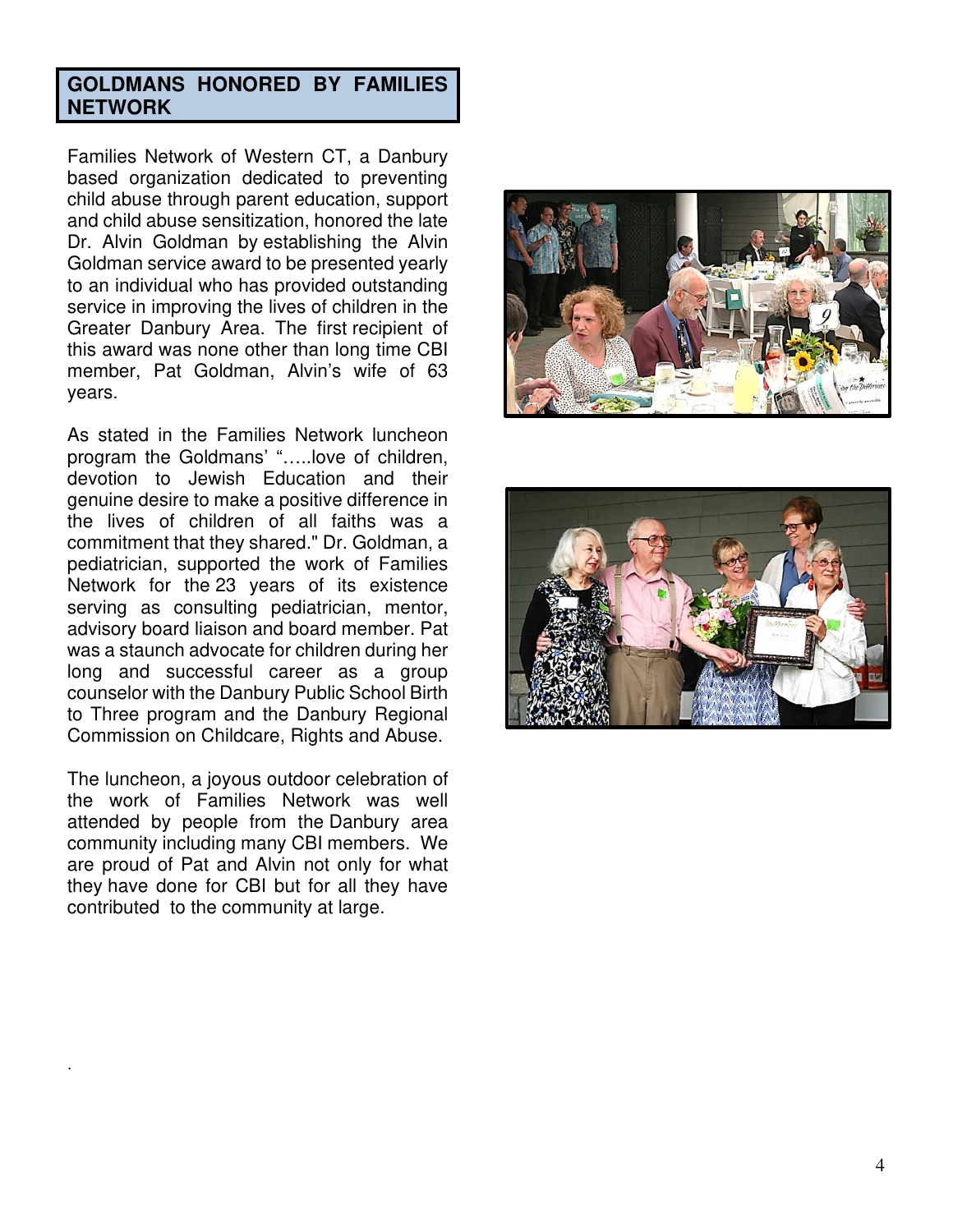## GOLDMANS HONORED BY FAMILIES NETWORK

Families Network of Western CT, a Danbury based organization dedicated to preventing child abuse through parent education, support and child abuse sensitization, honored the late Dr. Alvin Goldman by establishing the Alvin Goldman service award to be presented yearly to an individual who has provided outstanding service in improving the lives of children in the Greater Danbury Area. The first recipient of this award was none other than long time CBI member, Pat Goldman, Alvin's wife of 63 years.

As stated in the Families Network luncheon program the Goldmans' ".....love of children, devotion to Jewish Education and their genuine desire to make a positive difference in the lives of children of all faiths was a commitment that they shared." Dr. Goldman, a pediatrician, supported the work of Families Network for the 23 years of its existence serving as consulting pediatrician, mentor, advisory board liaison and board member. Pat was a staunch advocate for children during her long and successful career as a group counselor with the Danbury Public School Birth to Three program and the Danbury Regional Commission on Childcare, Rights and Abuse.

The luncheon, a joyous outdoor celebration of the work of Families Network was well attended by people from the Danbury area community including many CBI members. We are proud of Pat and Alvin not only for what they have done for CBI but for all they have contributed to the community at large.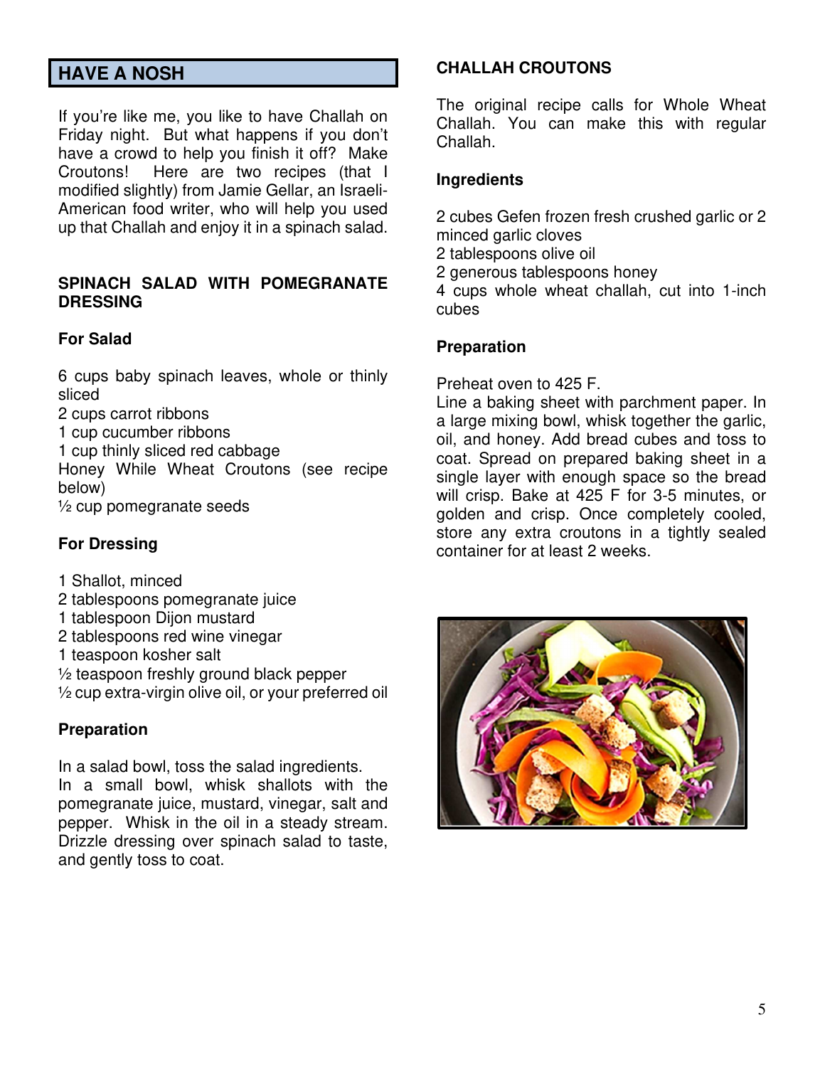## HAVE A NOSH

If you're like me, you like to have Challah on Friday night. But what happens if you don't have a crowd to help you finish it off? Make Croutons! Here are two recipes (that I modified slightly) from Jamie Gellar, an Israeli-American food writer, who will help you used up that Challah and enjoy it in a spinach salad.

### SPINACH SALAD WITH POMEGRANATE DRESSING

#### For Salad

6 cups baby spinach leaves, whole or thinly sliced
2 cups carrot ribbons
1 cup cucumber ribbons
1 cup thinly sliced red cabbage
Honey While Wheat Croutons (see recipe below)
½ cup pomegranate seeds

#### For Dressing

1 Shallot, minced
2 tablespoons pomegranate juice
1 tablespoon Dijon mustard
2 tablespoons red wine vinegar
1 teaspoon kosher salt
½ teaspoon freshly ground black pepper
½ cup extra-virgin olive oil, or your preferred oil

#### Preparation

In a salad bowl, toss the salad ingredients.
In a small bowl, whisk shallots with the pomegranate juice, mustard, vinegar, salt and pepper. Whisk in the oil in a steady stream. Drizzle dressing over spinach salad to taste, and gently toss to coat.

### CHALLAH CROUTONS

The original recipe calls for Whole Wheat Challah. You can make this with regular Challah.

#### Ingredients

2 cubes Gefen frozen fresh crushed garlic or 2 minced garlic cloves
2 tablespoons olive oil
2 generous tablespoons honey
4 cups whole wheat challah, cut into 1-inch cubes

#### Preparation

Preheat oven to 425 F.
Line a baking sheet with parchment paper. In a large mixing bowl, whisk together the garlic, oil, and honey. Add bread cubes and toss to coat. Spread on prepared baking sheet in a single layer with enough space so the bread will crisp. Bake at 425 F for 3-5 minutes, or golden and crisp. Once completely cooled, store any extra croutons in a tightly sealed container for at least 2 weeks.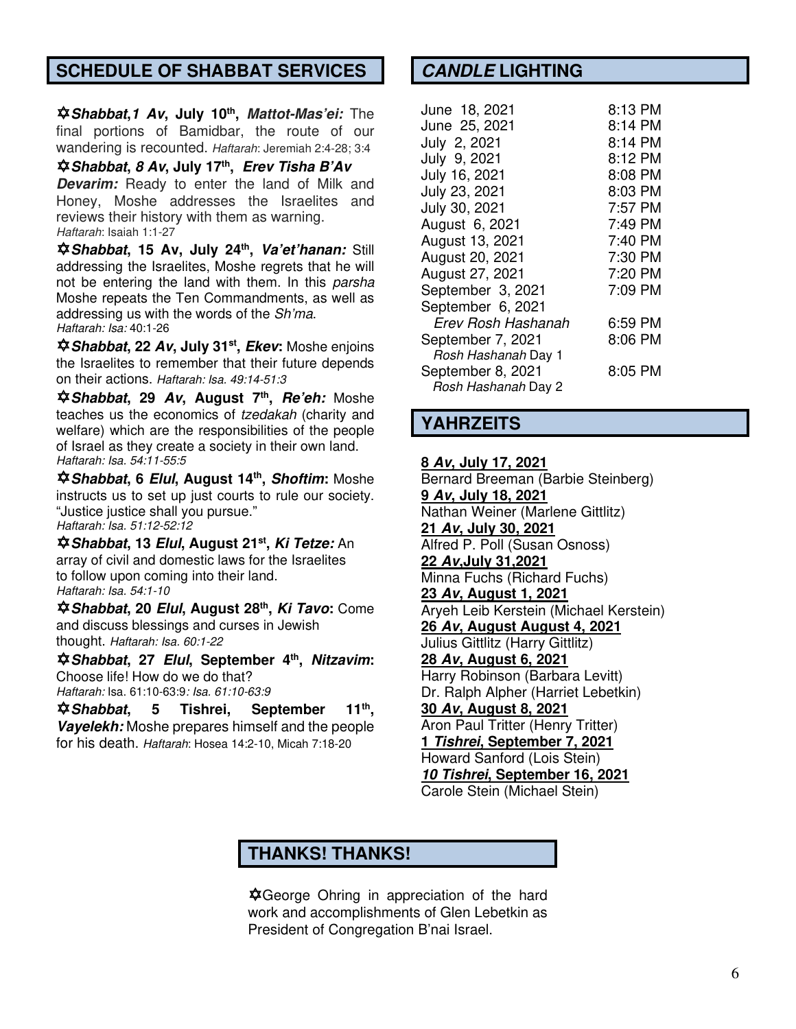## SCHEDULE OF SHABBAT SERVICES

✡***Shabbat*,*1 Av*, July 10th, *Mattot-Mas'ei:*** The final portions of Bamidbar, the route of our wandering is recounted. *Haftarah*: Jeremiah 2:4-28; 3:4

✡***Shabbat*, *8 Av*, July 17th, *Erev Tisha B'Av***
***Devarim:*** Ready to enter the land of Milk and Honey, Moshe addresses the Israelites and reviews their history with them as warning.
*Haftarah*: Isaiah 1:1-27

✡***Shabbat*, 15 Av, July 24th, *Va'et'hanan:*** Still addressing the Israelites, Moshe regrets that he will not be entering the land with them. In this *parsha* Moshe repeats the Ten Commandments, as well as addressing us with the words of the *Sh'ma*.
*Haftarah: Isa:* 40:1-26

✡***Shabbat*, 22 *Av*, July 31st, *Ekev*:** Moshe enjoins the Israelites to remember that their future depends on their actions. *Haftarah: Isa. 49:14-51:3*

✡***Shabbat*, 29 *Av*, August 7th, *Re'eh:*** Moshe teaches us the economics of *tzedakah* (charity and welfare) which are the responsibilities of the people of Israel as they create a society in their own land.
*Haftarah: Isa. 54:11-55:5*

✡***Shabbat*, 6 *Elul*, August 14th, *Shoftim*:** Moshe instructs us to set up just courts to rule our society. "Justice justice shall you pursue."
*Haftarah: Isa. 51:12-52:12*

✡***Shabbat*, 13 *Elul*, August 21st, *Ki Tetze:*** An array of civil and domestic laws for the Israelites to follow upon coming into their land.
*Haftarah: Isa. 54:1-10*

✡***Shabbat*, 20 *Elul*, August 28th, *Ki Tavo*:** Come and discuss blessings and curses in Jewish thought. *Haftarah: Isa. 60:1-22*

✡***Shabbat*, 27 *Elul*, September 4th, *Nitzavim*:** Choose life! How do we do that?
*Haftarah:* Isa. 61:10-63:9*: Isa. 61:10-63:9*

✡***Shabbat*, 5 Tishrei, September 11th, *Vayelekh:*** Moshe prepares himself and the people for his death. *Haftarah*: Hosea 14:2-10, Micah 7:18-20

## *CANDLE* LIGHTING

| | |
|---|---|
| June 18, 2021 | 8:13 PM |
| June 25, 2021 | 8:14 PM |
| July 2, 2021 | 8:14 PM |
| July 9, 2021 | 8:12 PM |
| July 16, 2021 | 8:08 PM |
| July 23, 2021 | 8:03 PM |
| July 30, 2021 | 7:57 PM |
| August 6, 2021 | 7:49 PM |
| August 13, 2021 | 7:40 PM |
| August 20, 2021 | 7:30 PM |
| August 27, 2021 | 7:20 PM |
| September 3, 2021 | 7:09 PM |
| September 6, 2021 *Erev Rosh Hashanah* | 6:59 PM |
| September 7, 2021 *Rosh Hashanah* Day 1 | 8:06 PM |
| September 8, 2021 *Rosh Hashanah* Day 2 | 8:05 PM |

## YAHRZEITS

**8 *Av*, July 17, 2021**
Bernard Breeman (Barbie Steinberg)

**9 *Av*, July 18, 2021**
Nathan Weiner (Marlene Gittlitz)

**21 *Av*, July 30, 2021**
Alfred P. Poll (Susan Osnoss)

**22 *Av*,July 31,2021**
Minna Fuchs (Richard Fuchs)

**23 *Av*, August 1, 2021**
Aryeh Leib Kerstein (Michael Kerstein)

**26 *Av*, August August 4, 2021**
Julius Gittlitz (Harry Gittlitz)

**28 *Av*, August 6, 2021**
Harry Robinson (Barbara Levitt)
Dr. Ralph Alpher (Harriet Lebetkin)

**30 *Av*, August 8, 2021**
Aron Paul Tritter (Henry Tritter)

**1 *Tishrei*, September 7, 2021**
Howard Sanford (Lois Stein)

***10 Tishrei*, September 16, 2021**
Carole Stein (Michael Stein)

## THANKS! THANKS!

✡George Ohring in appreciation of the hard work and accomplishments of Glen Lebetkin as President of Congregation B'nai Israel.